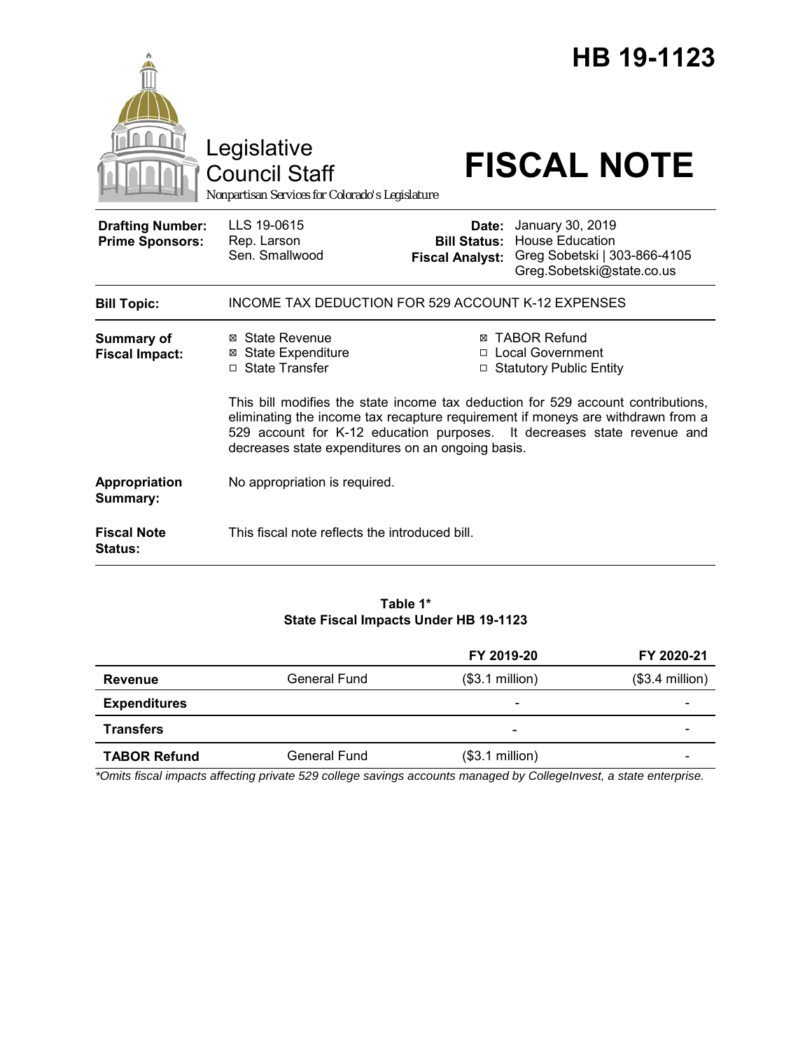# HB 19-1123

Legislative Council Staff

*Nonpartisan Services for Colorado's Legislature*

# FISCAL NOTE

| | | | |
|---|---|---|---|
| **Drafting Number:** | LLS 19-0615 | **Date:** | January 30, 2019 |
| **Prime Sponsors:** | Rep. Larson<br>Sen. Smallwood | **Bill Status:** | House Education |
| | | **Fiscal Analyst:** | Greg Sobetski \| 303-866-4105<br>Greg.Sobetski@state.co.us |

**Bill Topic:** INCOME TAX DEDUCTION FOR 529 ACCOUNT K-12 EXPENSES

**Summary of Fiscal Impact:**

- ☒ State Revenue
- ☒ State Expenditure
- ☐ State Transfer
- ☒ TABOR Refund
- ☐ Local Government
- ☐ Statutory Public Entity

This bill modifies the state income tax deduction for 529 account contributions, eliminating the income tax recapture requirement if moneys are withdrawn from a 529 account for K-12 education purposes. It decreases state revenue and decreases state expenditures on an ongoing basis.

**Appropriation Summary:** No appropriation is required.

**Fiscal Note Status:** This fiscal note reflects the introduced bill.

**Table 1\***
**State Fiscal Impacts Under HB 19-1123**

| | | FY 2019-20 | FY 2020-21 |
|---|---|---|---|
| **Revenue** | General Fund | ($3.1 million) | ($3.4 million) |
| **Expenditures** | | - | - |
| **Transfers** | | - | - |
| **TABOR Refund** | General Fund | ($3.1 million) | - |

*\*Omits fiscal impacts affecting private 529 college savings accounts managed by CollegeInvest, a state enterprise.*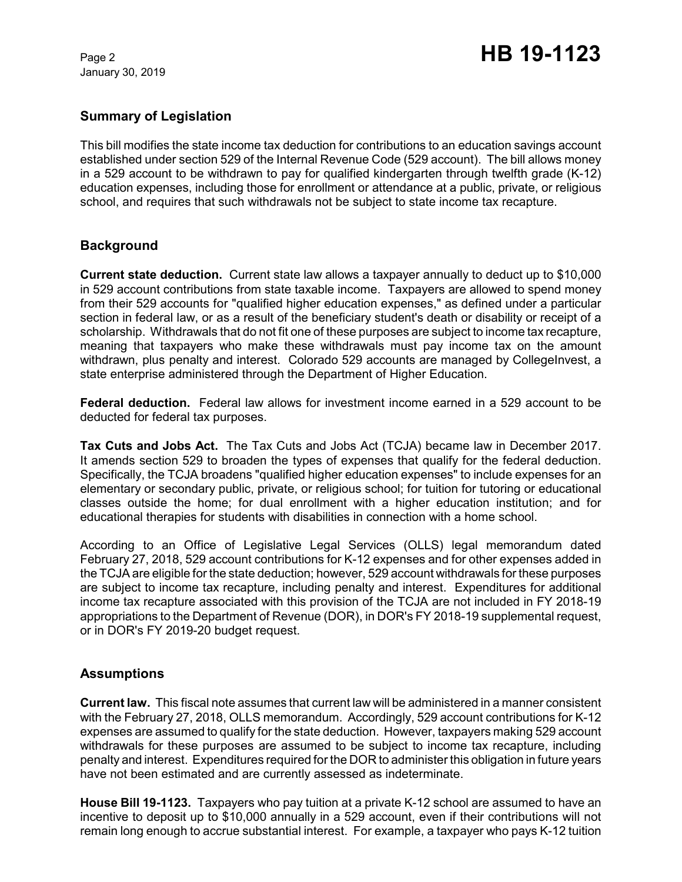## Summary of Legislation

This bill modifies the state income tax deduction for contributions to an education savings account established under section 529 of the Internal Revenue Code (529 account). The bill allows money in a 529 account to be withdrawn to pay for qualified kindergarten through twelfth grade (K-12) education expenses, including those for enrollment or attendance at a public, private, or religious school, and requires that such withdrawals not be subject to state income tax recapture.

## Background

**Current state deduction.** Current state law allows a taxpayer annually to deduct up to $10,000 in 529 account contributions from state taxable income. Taxpayers are allowed to spend money from their 529 accounts for "qualified higher education expenses," as defined under a particular section in federal law, or as a result of the beneficiary student's death or disability or receipt of a scholarship. Withdrawals that do not fit one of these purposes are subject to income tax recapture, meaning that taxpayers who make these withdrawals must pay income tax on the amount withdrawn, plus penalty and interest. Colorado 529 accounts are managed by CollegeInvest, a state enterprise administered through the Department of Higher Education.

**Federal deduction.** Federal law allows for investment income earned in a 529 account to be deducted for federal tax purposes.

**Tax Cuts and Jobs Act.** The Tax Cuts and Jobs Act (TCJA) became law in December 2017. It amends section 529 to broaden the types of expenses that qualify for the federal deduction. Specifically, the TCJA broadens "qualified higher education expenses" to include expenses for an elementary or secondary public, private, or religious school; for tuition for tutoring or educational classes outside the home; for dual enrollment with a higher education institution; and for educational therapies for students with disabilities in connection with a home school.

According to an Office of Legislative Legal Services (OLLS) legal memorandum dated February 27, 2018, 529 account contributions for K-12 expenses and for other expenses added in the TCJA are eligible for the state deduction; however, 529 account withdrawals for these purposes are subject to income tax recapture, including penalty and interest. Expenditures for additional income tax recapture associated with this provision of the TCJA are not included in FY 2018-19 appropriations to the Department of Revenue (DOR), in DOR's FY 2018-19 supplemental request, or in DOR's FY 2019-20 budget request.

## Assumptions

**Current law.** This fiscal note assumes that current law will be administered in a manner consistent with the February 27, 2018, OLLS memorandum. Accordingly, 529 account contributions for K-12 expenses are assumed to qualify for the state deduction. However, taxpayers making 529 account withdrawals for these purposes are assumed to be subject to income tax recapture, including penalty and interest. Expenditures required for the DOR to administer this obligation in future years have not been estimated and are currently assessed as indeterminate.

**House Bill 19-1123.** Taxpayers who pay tuition at a private K-12 school are assumed to have an incentive to deposit up to $10,000 annually in a 529 account, even if their contributions will not remain long enough to accrue substantial interest. For example, a taxpayer who pays K-12 tuition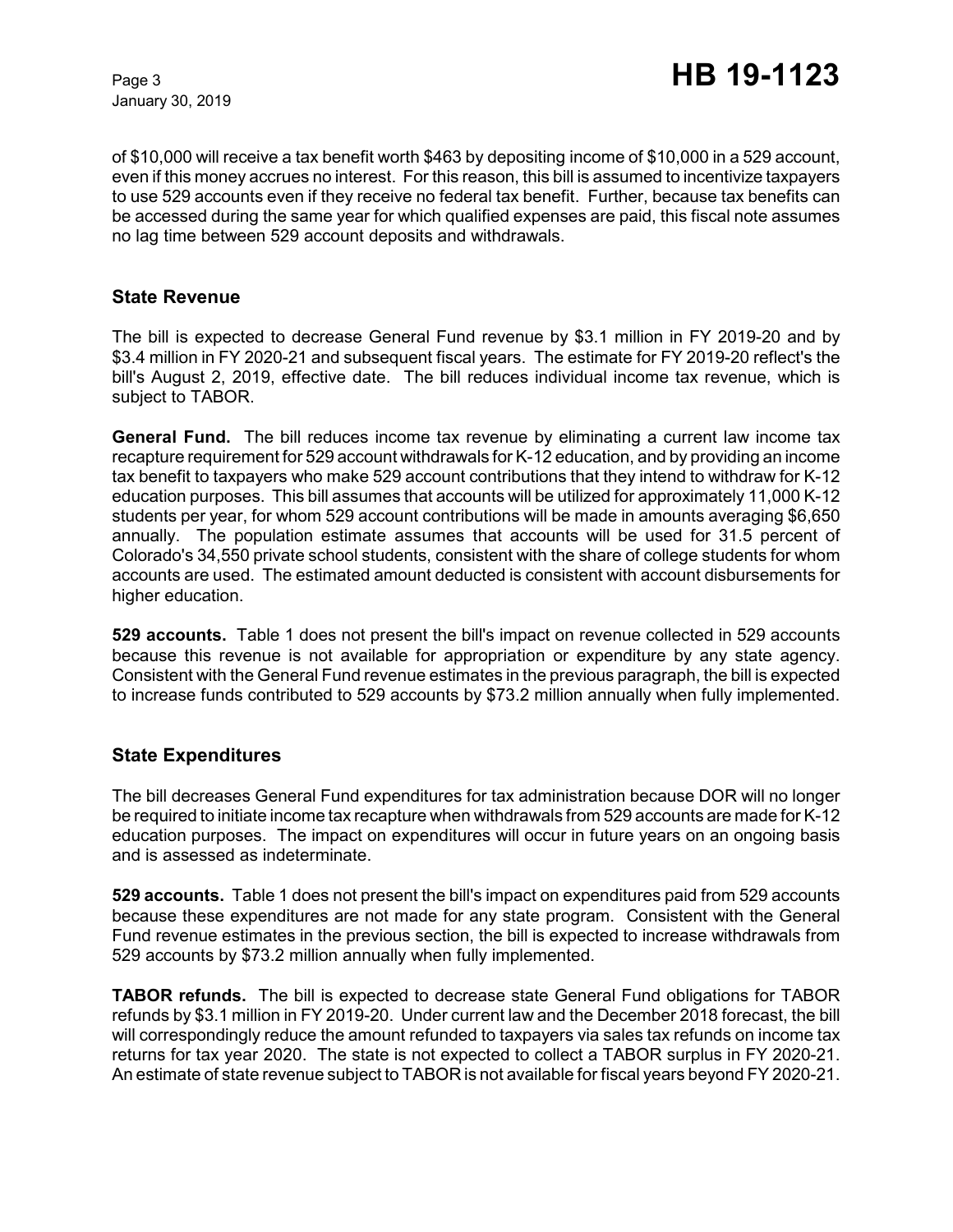of $10,000 will receive a tax benefit worth $463 by depositing income of $10,000 in a 529 account, even if this money accrues no interest. For this reason, this bill is assumed to incentivize taxpayers to use 529 accounts even if they receive no federal tax benefit. Further, because tax benefits can be accessed during the same year for which qualified expenses are paid, this fiscal note assumes no lag time between 529 account deposits and withdrawals.

## State Revenue

The bill is expected to decrease General Fund revenue by $3.1 million in FY 2019-20 and by $3.4 million in FY 2020-21 and subsequent fiscal years. The estimate for FY 2019-20 reflect's the bill's August 2, 2019, effective date. The bill reduces individual income tax revenue, which is subject to TABOR.

**General Fund.** The bill reduces income tax revenue by eliminating a current law income tax recapture requirement for 529 account withdrawals for K-12 education, and by providing an income tax benefit to taxpayers who make 529 account contributions that they intend to withdraw for K-12 education purposes. This bill assumes that accounts will be utilized for approximately 11,000 K-12 students per year, for whom 529 account contributions will be made in amounts averaging $6,650 annually. The population estimate assumes that accounts will be used for 31.5 percent of Colorado's 34,550 private school students, consistent with the share of college students for whom accounts are used. The estimated amount deducted is consistent with account disbursements for higher education.

**529 accounts.** Table 1 does not present the bill's impact on revenue collected in 529 accounts because this revenue is not available for appropriation or expenditure by any state agency. Consistent with the General Fund revenue estimates in the previous paragraph, the bill is expected to increase funds contributed to 529 accounts by $73.2 million annually when fully implemented.

## State Expenditures

The bill decreases General Fund expenditures for tax administration because DOR will no longer be required to initiate income tax recapture when withdrawals from 529 accounts are made for K-12 education purposes. The impact on expenditures will occur in future years on an ongoing basis and is assessed as indeterminate.

**529 accounts.** Table 1 does not present the bill's impact on expenditures paid from 529 accounts because these expenditures are not made for any state program. Consistent with the General Fund revenue estimates in the previous section, the bill is expected to increase withdrawals from 529 accounts by $73.2 million annually when fully implemented.

**TABOR refunds.** The bill is expected to decrease state General Fund obligations for TABOR refunds by $3.1 million in FY 2019-20. Under current law and the December 2018 forecast, the bill will correspondingly reduce the amount refunded to taxpayers via sales tax refunds on income tax returns for tax year 2020. The state is not expected to collect a TABOR surplus in FY 2020-21. An estimate of state revenue subject to TABOR is not available for fiscal years beyond FY 2020-21.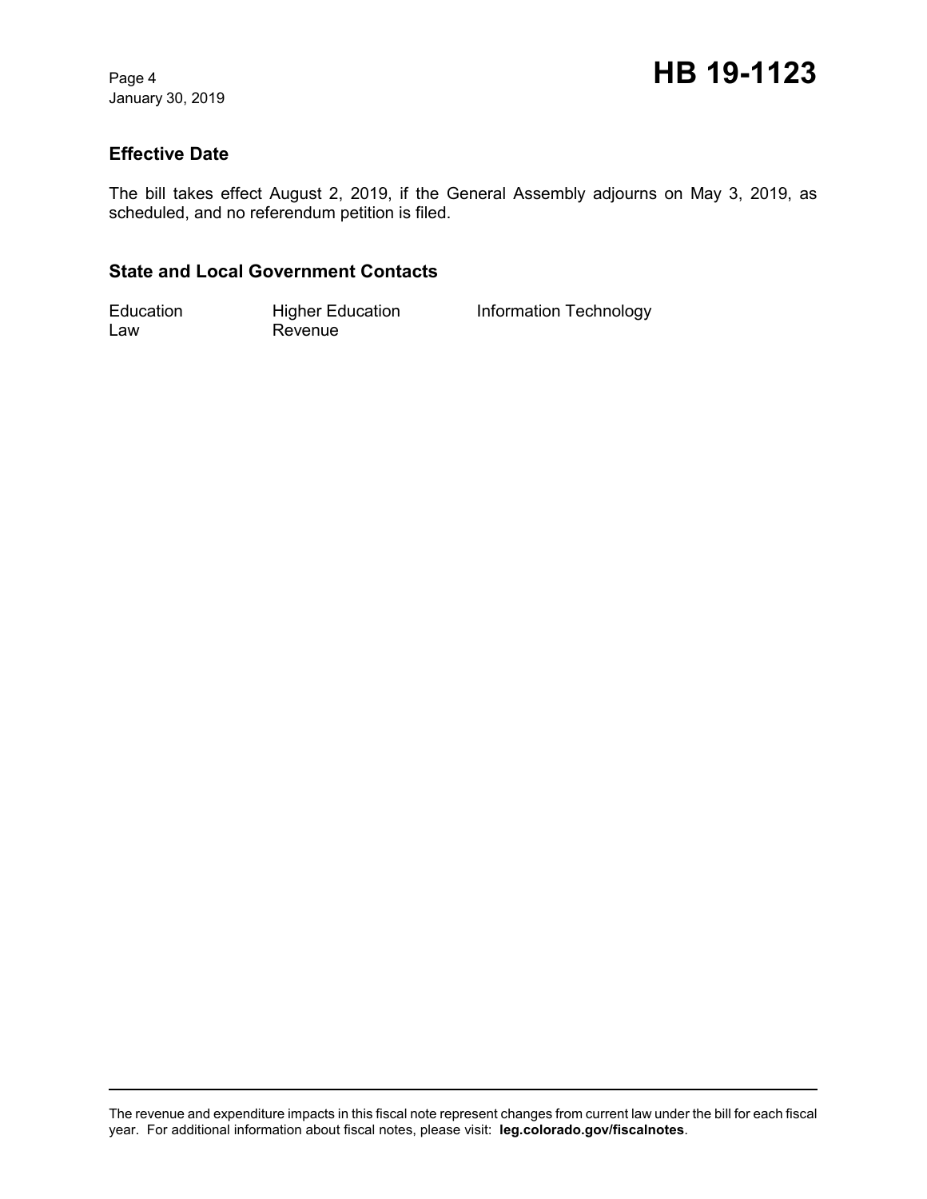## Effective Date

The bill takes effect August 2, 2019, if the General Assembly adjourns on May 3, 2019, as scheduled, and no referendum petition is filed.

## State and Local Government Contacts

| | | |
|---|---|---|
| Education | Higher Education | Information Technology |
| Law | Revenue | |

The revenue and expenditure impacts in this fiscal note represent changes from current law under the bill for each fiscal year. For additional information about fiscal notes, please visit: **leg.colorado.gov/fiscalnotes**.